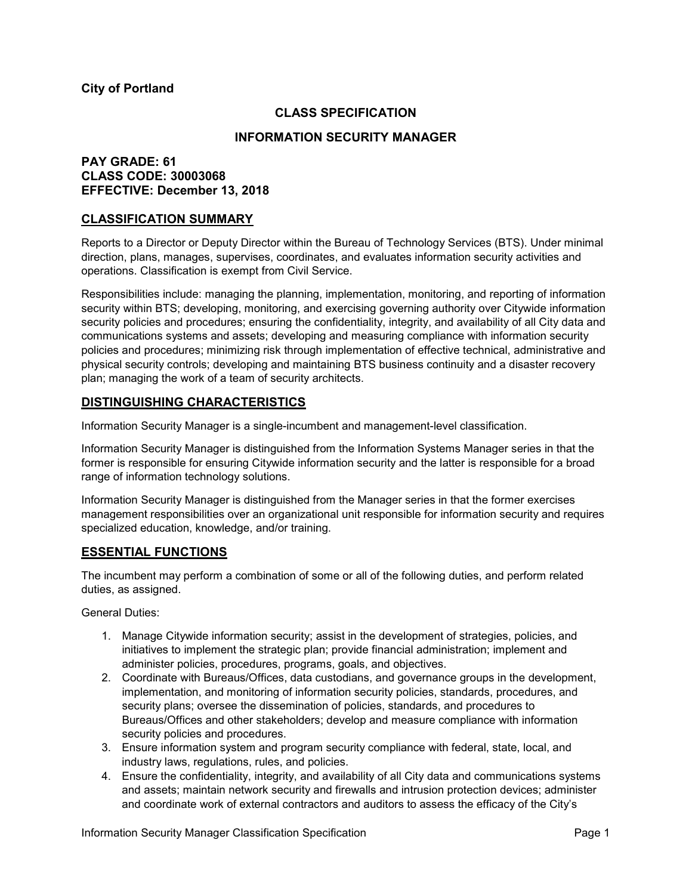**City of Portland**

# CLASS SPECIFICATION

# INFORMATION SECURITY MANAGER

**PAY GRADE: 61**
**CLASS CODE: 30003068**
**EFFECTIVE: December 13, 2018**

## CLASSIFICATION SUMMARY

Reports to a Director or Deputy Director within the Bureau of Technology Services (BTS). Under minimal direction, plans, manages, supervises, coordinates, and evaluates information security activities and operations. Classification is exempt from Civil Service.

Responsibilities include: managing the planning, implementation, monitoring, and reporting of information security within BTS; developing, monitoring, and exercising governing authority over Citywide information security policies and procedures; ensuring the confidentiality, integrity, and availability of all City data and communications systems and assets; developing and measuring compliance with information security policies and procedures; minimizing risk through implementation of effective technical, administrative and physical security controls; developing and maintaining BTS business continuity and a disaster recovery plan; managing the work of a team of security architects.

## DISTINGUISHING CHARACTERISTICS

Information Security Manager is a single-incumbent and management-level classification.

Information Security Manager is distinguished from the Information Systems Manager series in that the former is responsible for ensuring Citywide information security and the latter is responsible for a broad range of information technology solutions.

Information Security Manager is distinguished from the Manager series in that the former exercises management responsibilities over an organizational unit responsible for information security and requires specialized education, knowledge, and/or training.

## ESSENTIAL FUNCTIONS

The incumbent may perform a combination of some or all of the following duties, and perform related duties, as assigned.

General Duties:

1. Manage Citywide information security; assist in the development of strategies, policies, and initiatives to implement the strategic plan; provide financial administration; implement and administer policies, procedures, programs, goals, and objectives.
2. Coordinate with Bureaus/Offices, data custodians, and governance groups in the development, implementation, and monitoring of information security policies, standards, procedures, and security plans; oversee the dissemination of policies, standards, and procedures to Bureaus/Offices and other stakeholders; develop and measure compliance with information security policies and procedures.
3. Ensure information system and program security compliance with federal, state, local, and industry laws, regulations, rules, and policies.
4. Ensure the confidentiality, integrity, and availability of all City data and communications systems and assets; maintain network security and firewalls and intrusion protection devices; administer and coordinate work of external contractors and auditors to assess the efficacy of the City's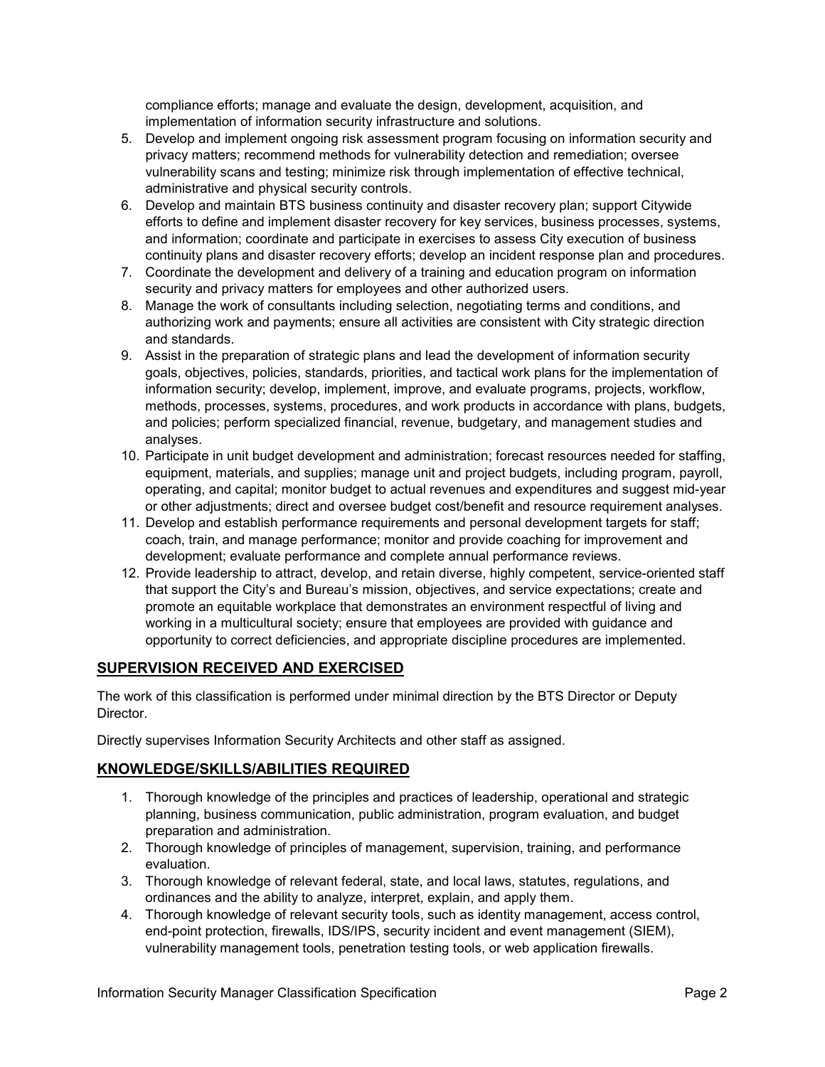compliance efforts; manage and evaluate the design, development, acquisition, and implementation of information security infrastructure and solutions.

5. Develop and implement ongoing risk assessment program focusing on information security and privacy matters; recommend methods for vulnerability detection and remediation; oversee vulnerability scans and testing; minimize risk through implementation of effective technical, administrative and physical security controls.
6. Develop and maintain BTS business continuity and disaster recovery plan; support Citywide efforts to define and implement disaster recovery for key services, business processes, systems, and information; coordinate and participate in exercises to assess City execution of business continuity plans and disaster recovery efforts; develop an incident response plan and procedures.
7. Coordinate the development and delivery of a training and education program on information security and privacy matters for employees and other authorized users.
8. Manage the work of consultants including selection, negotiating terms and conditions, and authorizing work and payments; ensure all activities are consistent with City strategic direction and standards.
9. Assist in the preparation of strategic plans and lead the development of information security goals, objectives, policies, standards, priorities, and tactical work plans for the implementation of information security; develop, implement, improve, and evaluate programs, projects, workflow, methods, processes, systems, procedures, and work products in accordance with plans, budgets, and policies; perform specialized financial, revenue, budgetary, and management studies and analyses.
10. Participate in unit budget development and administration; forecast resources needed for staffing, equipment, materials, and supplies; manage unit and project budgets, including program, payroll, operating, and capital; monitor budget to actual revenues and expenditures and suggest mid-year or other adjustments; direct and oversee budget cost/benefit and resource requirement analyses.
11. Develop and establish performance requirements and personal development targets for staff; coach, train, and manage performance; monitor and provide coaching for improvement and development; evaluate performance and complete annual performance reviews.
12. Provide leadership to attract, develop, and retain diverse, highly competent, service-oriented staff that support the City's and Bureau's mission, objectives, and service expectations; create and promote an equitable workplace that demonstrates an environment respectful of living and working in a multicultural society; ensure that employees are provided with guidance and opportunity to correct deficiencies, and appropriate discipline procedures are implemented.

## SUPERVISION RECEIVED AND EXERCISED

The work of this classification is performed under minimal direction by the BTS Director or Deputy Director.

Directly supervises Information Security Architects and other staff as assigned.

## KNOWLEDGE/SKILLS/ABILITIES REQUIRED

1. Thorough knowledge of the principles and practices of leadership, operational and strategic planning, business communication, public administration, program evaluation, and budget preparation and administration.
2. Thorough knowledge of principles of management, supervision, training, and performance evaluation.
3. Thorough knowledge of relevant federal, state, and local laws, statutes, regulations, and ordinances and the ability to analyze, interpret, explain, and apply them.
4. Thorough knowledge of relevant security tools, such as identity management, access control, end-point protection, firewalls, IDS/IPS, security incident and event management (SIEM), vulnerability management tools, penetration testing tools, or web application firewalls.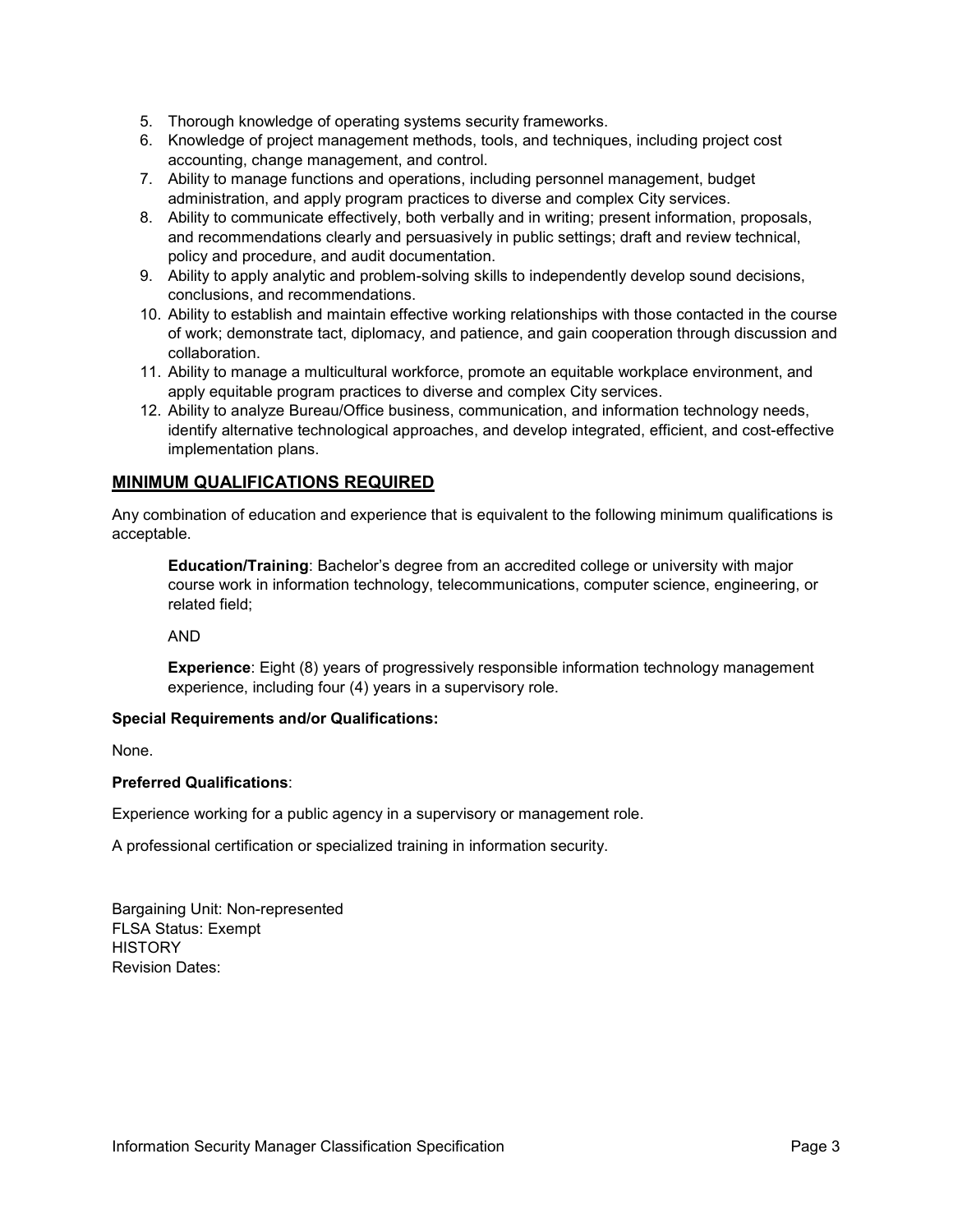5. Thorough knowledge of operating systems security frameworks.
6. Knowledge of project management methods, tools, and techniques, including project cost accounting, change management, and control.
7. Ability to manage functions and operations, including personnel management, budget administration, and apply program practices to diverse and complex City services.
8. Ability to communicate effectively, both verbally and in writing; present information, proposals, and recommendations clearly and persuasively in public settings; draft and review technical, policy and procedure, and audit documentation.
9. Ability to apply analytic and problem-solving skills to independently develop sound decisions, conclusions, and recommendations.
10. Ability to establish and maintain effective working relationships with those contacted in the course of work; demonstrate tact, diplomacy, and patience, and gain cooperation through discussion and collaboration.
11. Ability to manage a multicultural workforce, promote an equitable workplace environment, and apply equitable program practices to diverse and complex City services.
12. Ability to analyze Bureau/Office business, communication, and information technology needs, identify alternative technological approaches, and develop integrated, efficient, and cost-effective implementation plans.

## MINIMUM QUALIFICATIONS REQUIRED

Any combination of education and experience that is equivalent to the following minimum qualifications is acceptable.

> **Education/Training**: Bachelor's degree from an accredited college or university with major course work in information technology, telecommunications, computer science, engineering, or related field;
>
> AND
>
> **Experience**: Eight (8) years of progressively responsible information technology management experience, including four (4) years in a supervisory role.

**Special Requirements and/or Qualifications:**

None.

**Preferred Qualifications**:

Experience working for a public agency in a supervisory or management role.

A professional certification or specialized training in information security.

Bargaining Unit: Non-represented
FLSA Status: Exempt
HISTORY
Revision Dates: